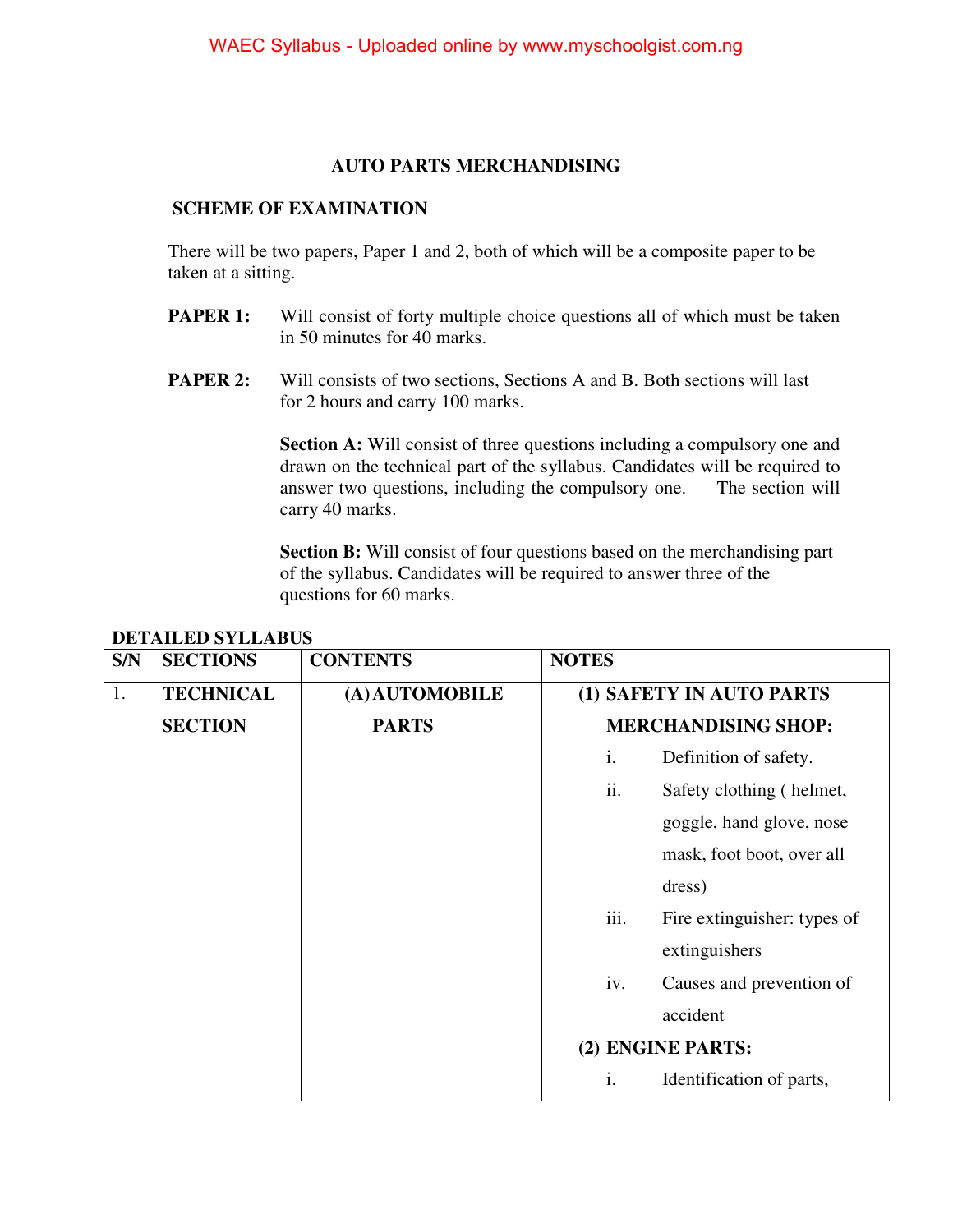# AUTO PARTS MERCHANDISING

## SCHEME OF EXAMINATION

There will be two papers, Paper 1 and 2, both of which will be a composite paper to be taken at a sitting.

**PAPER 1:** Will consist of forty multiple choice questions all of which must be taken in 50 minutes for 40 marks.

**PAPER 2:** Will consists of two sections, Sections A and B. Both sections will last for 2 hours and carry 100 marks.

**Section A:** Will consist of three questions including a compulsory one and drawn on the technical part of the syllabus. Candidates will be required to answer two questions, including the compulsory one. The section will carry 40 marks.

**Section B:** Will consist of four questions based on the merchandising part of the syllabus. Candidates will be required to answer three of the questions for 60 marks.

## DETAILED SYLLABUS

| S/N | SECTIONS | CONTENTS | NOTES |
|---|---|---|---|
| 1. | **TECHNICAL SECTION** | **(A) AUTOMOBILE PARTS** | **(1) SAFETY IN AUTO PARTS MERCHANDISING SHOP:**<br>i. Definition of safety.<br>ii. Safety clothing ( helmet, goggle, hand glove, nose mask, foot boot, over all dress)<br>iii. Fire extinguisher: types of extinguishers<br>iv. Causes and prevention of accident<br>**(2) ENGINE PARTS:**<br>i. Identification of parts, |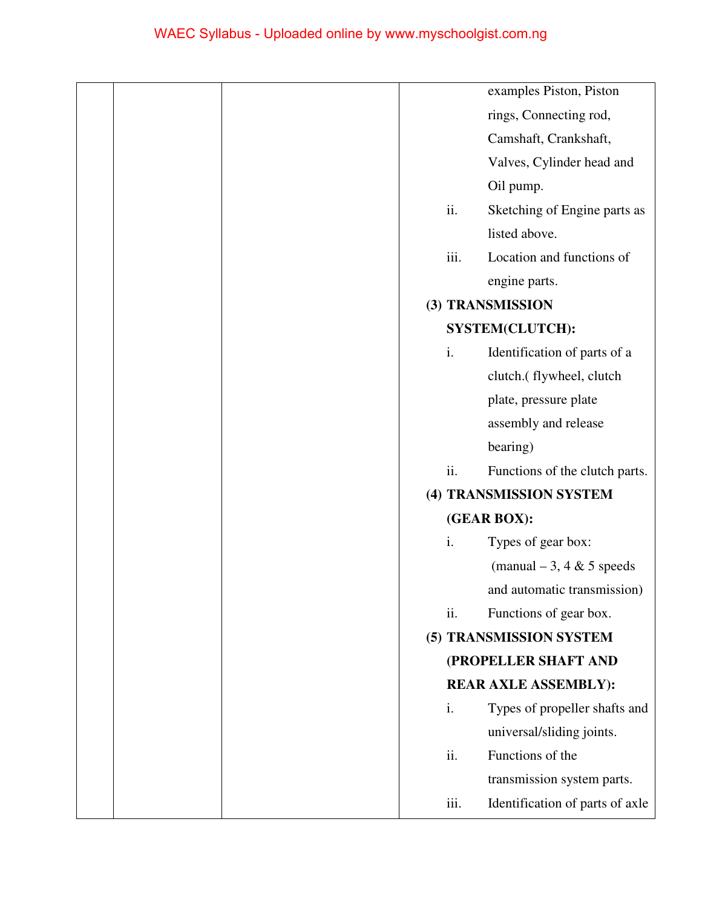| | | | |
|---|---|---|---|
| | | | examples Piston, Piston rings, Connecting rod, Camshaft, Crankshaft, Valves, Cylinder head and Oil pump.<br>ii. Sketching of Engine parts as listed above.<br>iii. Location and functions of engine parts.<br>**(3) TRANSMISSION SYSTEM(CLUTCH):**<br>i. Identification of parts of a clutch.( flywheel, clutch plate, pressure plate assembly and release bearing)<br>ii. Functions of the clutch parts.<br>**(4) TRANSMISSION SYSTEM (GEAR BOX):**<br>i. Types of gear box: (manual – 3, 4 & 5 speeds and automatic transmission)<br>ii. Functions of gear box.<br>**(5) TRANSMISSION SYSTEM (PROPELLER SHAFT AND REAR AXLE ASSEMBLY):**<br>i. Types of propeller shafts and universal/sliding joints.<br>ii. Functions of the transmission system parts.<br>iii. Identification of parts of axle |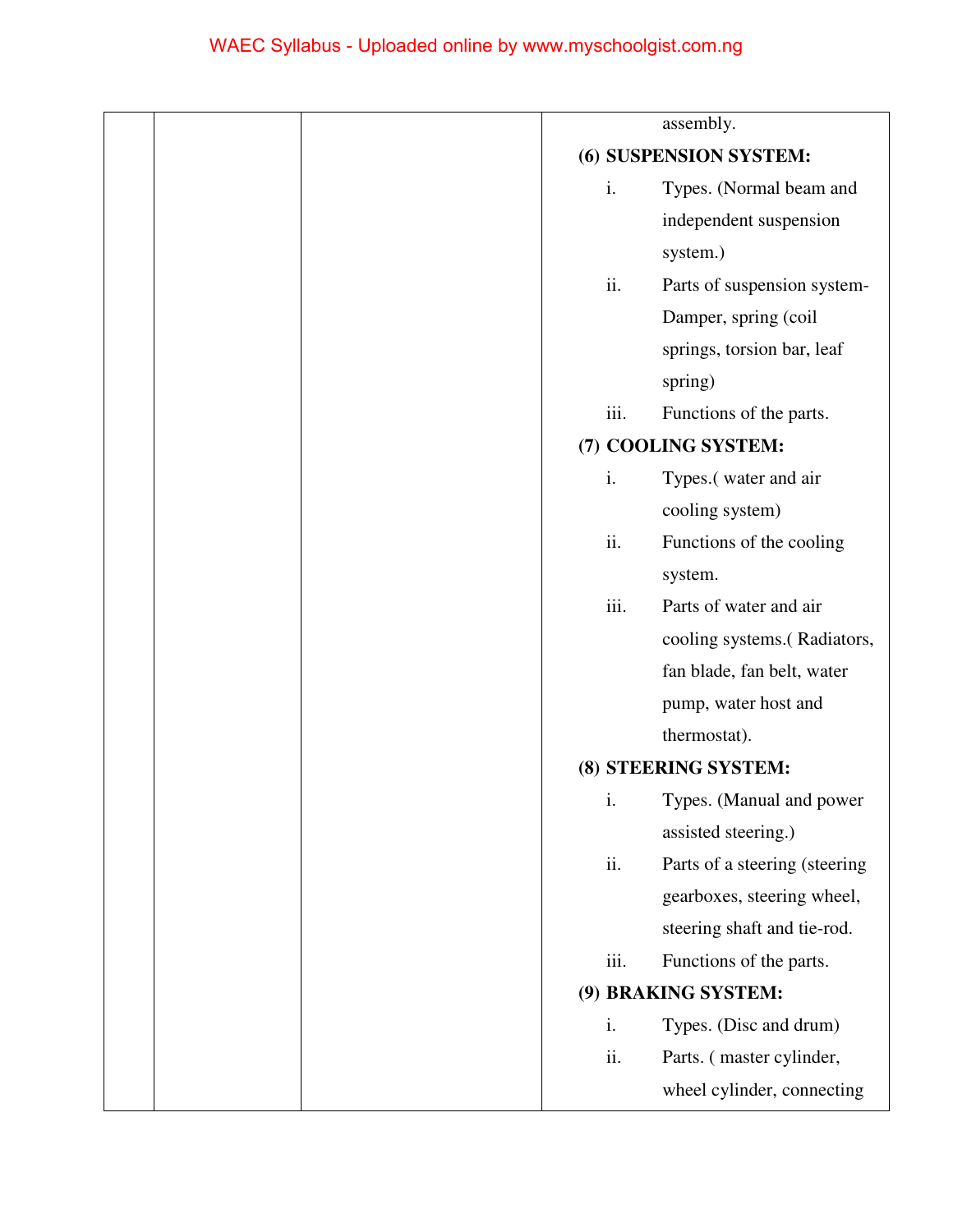| | | | |
|---|---|---|---|
| | | | assembly.<br>**(6) SUSPENSION SYSTEM:**<br>i. Types. (Normal beam and independent suspension system.)<br>ii. Parts of suspension system- Damper, spring (coil springs, torsion bar, leaf spring)<br>iii. Functions of the parts.<br>**(7) COOLING SYSTEM:**<br>i. Types.( water and air cooling system)<br>ii. Functions of the cooling system.<br>iii. Parts of water and air cooling systems.( Radiators, fan blade, fan belt, water pump, water host and thermostat).<br>**(8) STEERING SYSTEM:**<br>i. Types. (Manual and power assisted steering.)<br>ii. Parts of a steering (steering gearboxes, steering wheel, steering shaft and tie-rod.<br>iii. Functions of the parts.<br>**(9) BRAKING SYSTEM:**<br>i. Types. (Disc and drum)<br>ii. Parts. ( master cylinder, wheel cylinder, connecting |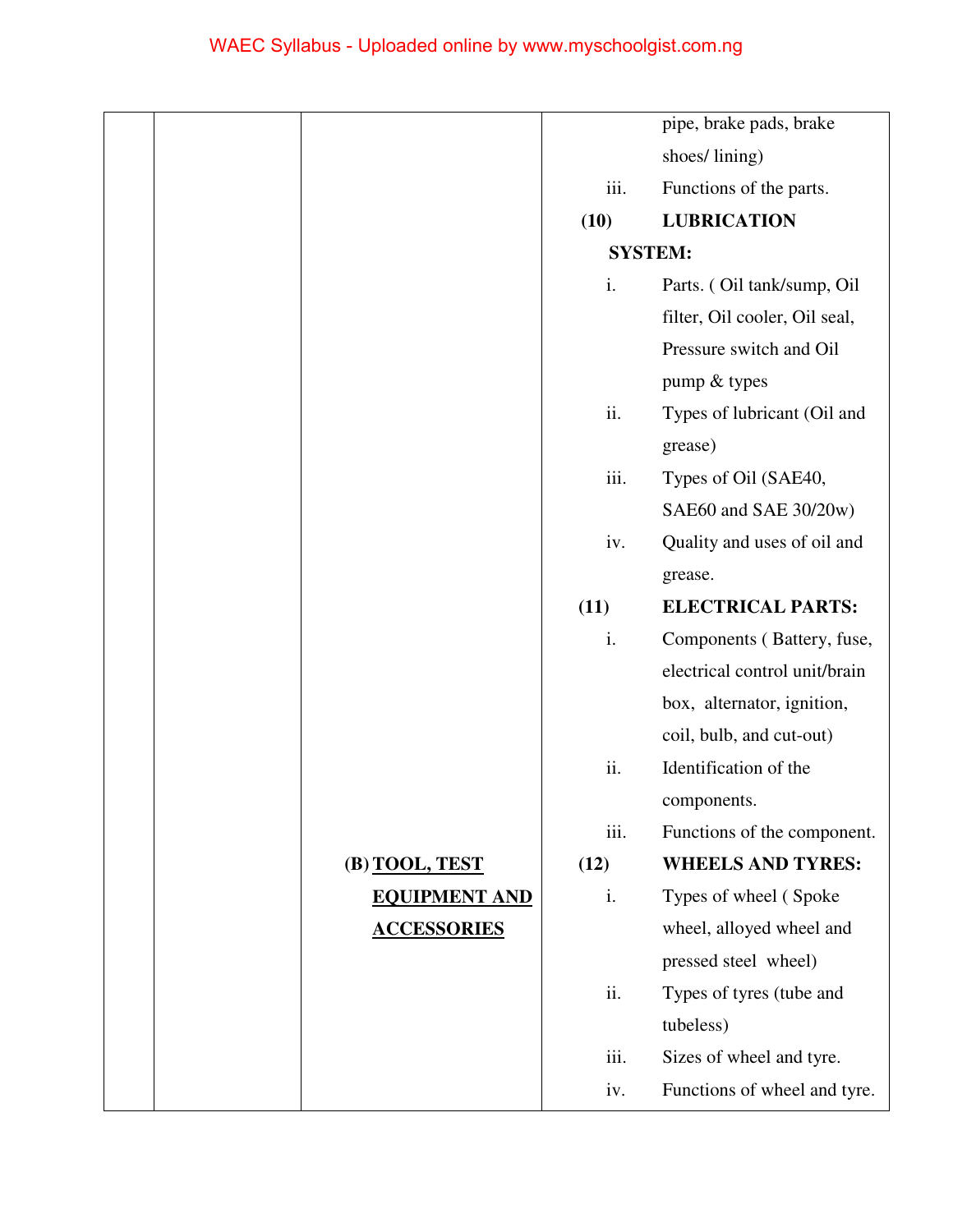| | | | |
|---|---|---|---|
| | | | pipe, brake pads, brake shoes/ lining)<br>iii. Functions of the parts.<br>**(10) LUBRICATION SYSTEM:**<br>i. Parts. ( Oil tank/sump, Oil filter, Oil cooler, Oil seal, Pressure switch and Oil pump & types<br>ii. Types of lubricant (Oil and grease)<br>iii. Types of Oil (SAE40, SAE60 and SAE 30/20w)<br>iv. Quality and uses of oil and grease.<br>**(11) ELECTRICAL PARTS:**<br>i. Components ( Battery, fuse, electrical control unit/brain box, alternator, ignition, coil, bulb, and cut-out)<br>ii. Identification of the components.<br>iii. Functions of the component. |
| | | **(B) <u>TOOL, TEST EQUIPMENT AND ACCESSORIES</u>** | **(12) WHEELS AND TYRES:**<br>i. Types of wheel ( Spoke wheel, alloyed wheel and pressed steel wheel)<br>ii. Types of tyres (tube and tubeless)<br>iii. Sizes of wheel and tyre.<br>iv. Functions of wheel and tyre. |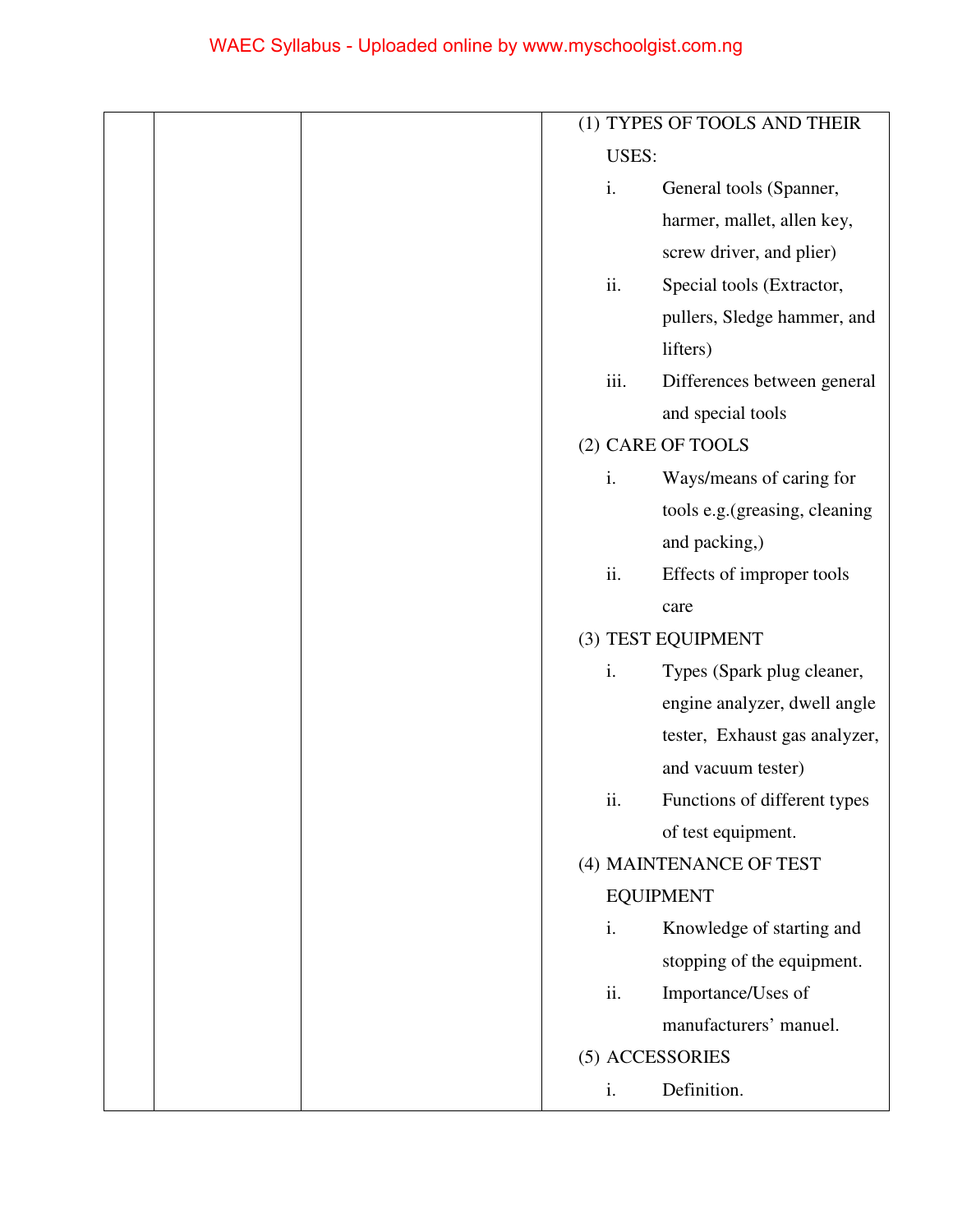| | | | |
|---|---|---|---|
| | | | (1) TYPES OF TOOLS AND THEIR USES:<br>i. General tools (Spanner, harmer, mallet, allen key, screw driver, and plier)<br>ii. Special tools (Extractor, pullers, Sledge hammer, and lifters)<br>iii. Differences between general and special tools<br>(2) CARE OF TOOLS<br>i. Ways/means of caring for tools e.g.(greasing, cleaning and packing,)<br>ii. Effects of improper tools care<br>(3) TEST EQUIPMENT<br>i. Types (Spark plug cleaner, engine analyzer, dwell angle tester, Exhaust gas analyzer, and vacuum tester)<br>ii. Functions of different types of test equipment.<br>(4) MAINTENANCE OF TEST EQUIPMENT<br>i. Knowledge of starting and stopping of the equipment.<br>ii. Importance/Uses of manufacturers' manuel.<br>(5) ACCESSORIES<br>i. Definition. |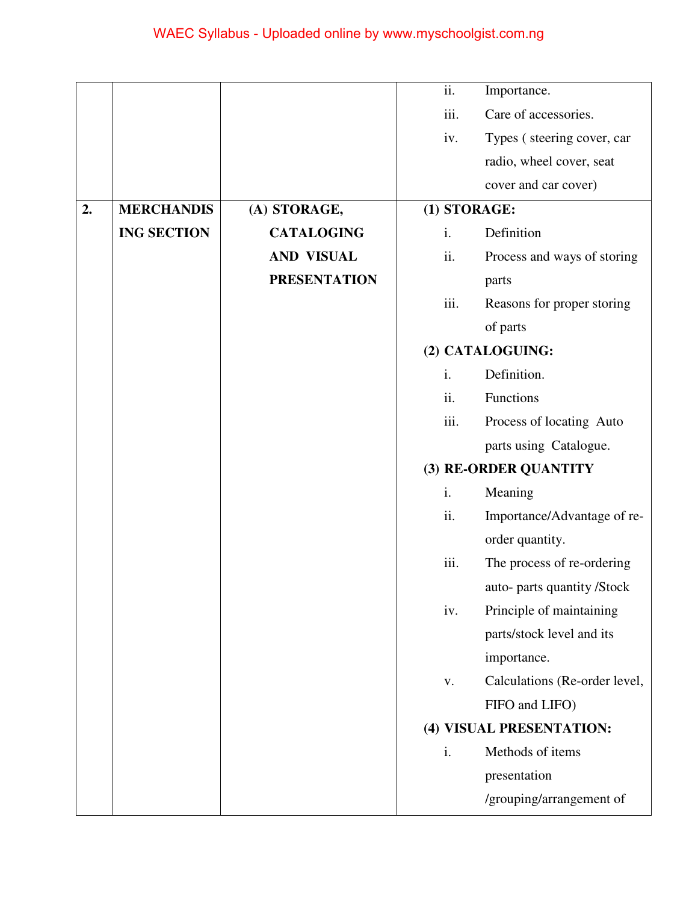| | | | |
|---|---|---|---|
| | | | ii. Importance.<br>iii. Care of accessories.<br>iv. Types ( steering cover, car radio, wheel cover, seat cover and car cover) |
| **2.** | **MERCHANDISING SECTION** | **(A) STORAGE, CATALOGING AND VISUAL PRESENTATION** | **(1) STORAGE:**<br>i. Definition<br>ii. Process and ways of storing parts<br>iii. Reasons for proper storing of parts<br>**(2) CATALOGUING:**<br>i. Definition.<br>ii. Functions<br>iii. Process of locating Auto parts using Catalogue.<br>**(3) RE-ORDER QUANTITY**<br>i. Meaning<br>ii. Importance/Advantage of re-order quantity.<br>iii. The process of re-ordering auto- parts quantity /Stock<br>iv. Principle of maintaining parts/stock level and its importance.<br>v. Calculations (Re-order level, FIFO and LIFO)<br>**(4) VISUAL PRESENTATION:**<br>i. Methods of items presentation /grouping/arrangement of |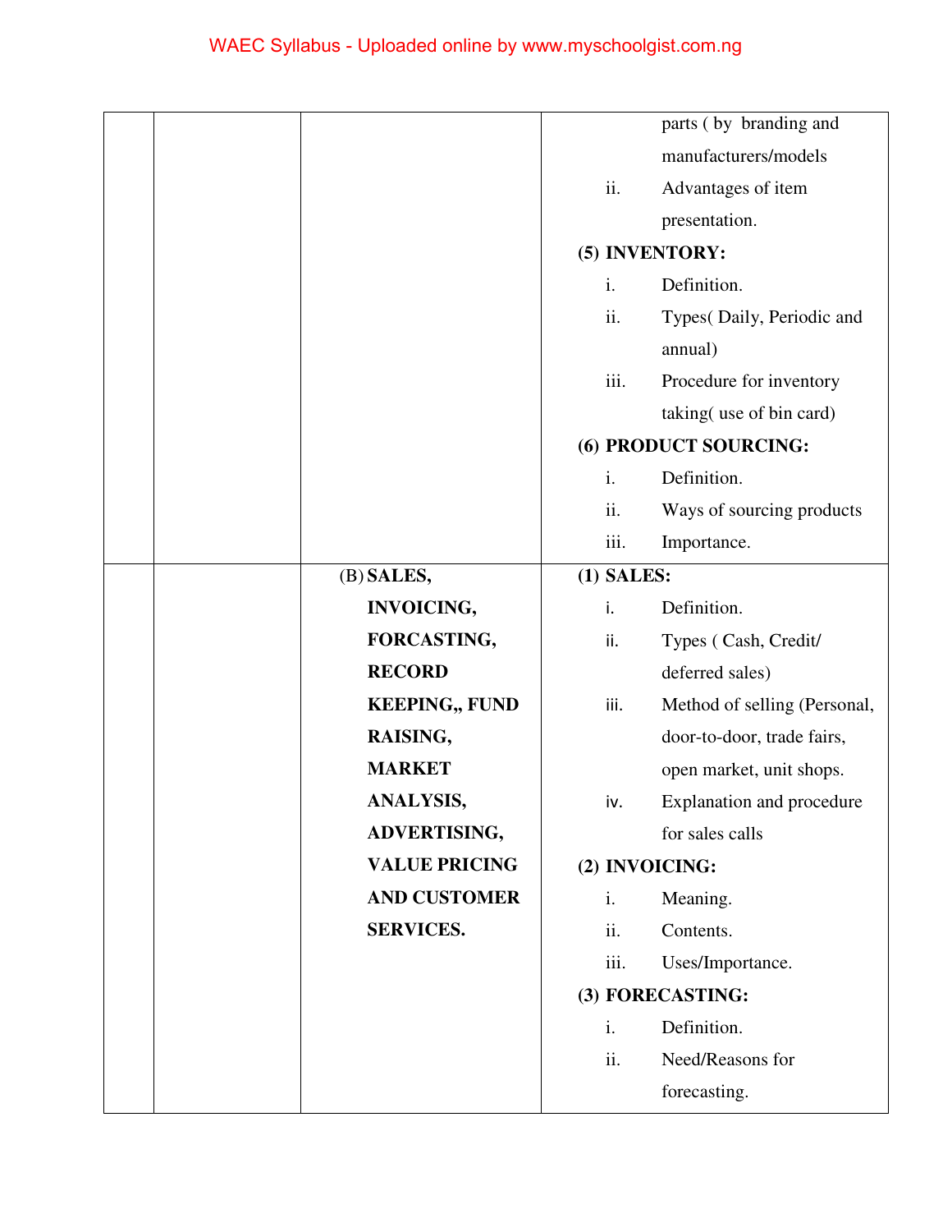| | | | |
|---|---|---|---|
| | | | parts ( by branding and manufacturers/models<br>ii. Advantages of item presentation.<br>**(5) INVENTORY:**<br>i. Definition.<br>ii. Types( Daily, Periodic and annual)<br>iii. Procedure for inventory taking( use of bin card)<br>**(6) PRODUCT SOURCING:**<br>i. Definition.<br>ii. Ways of sourcing products<br>iii. Importance. |
| | | (B) **SALES, INVOICING, FORCASTING, RECORD KEEPING,, FUND RAISING, MARKET ANALYSIS, ADVERTISING, VALUE PRICING AND CUSTOMER SERVICES.** | **(1) SALES:**<br>i. Definition.<br>ii. Types ( Cash, Credit/ deferred sales)<br>iii. Method of selling (Personal, door-to-door, trade fairs, open market, unit shops.<br>iv. Explanation and procedure for sales calls<br>**(2) INVOICING:**<br>i. Meaning.<br>ii. Contents.<br>iii. Uses/Importance.<br>**(3) FORECASTING:**<br>i. Definition.<br>ii. Need/Reasons for forecasting. |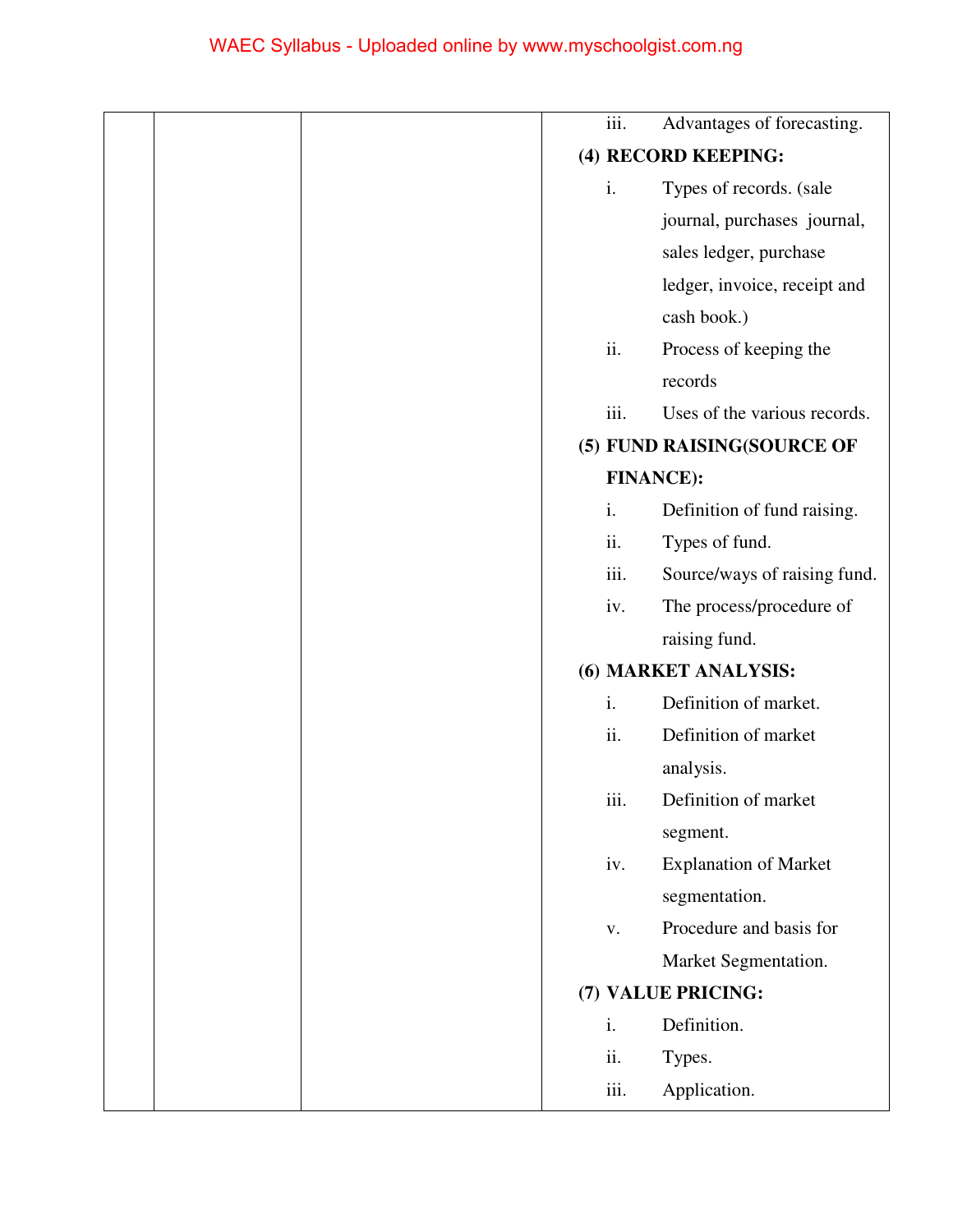| | | | |
|---|---|---|---|
| | | | iii. Advantages of forecasting.<br>**(4) RECORD KEEPING:**<br>i. Types of records. (sale journal, purchases journal, sales ledger, purchase ledger, invoice, receipt and cash book.)<br>ii. Process of keeping the records<br>iii. Uses of the various records.<br>**(5) FUND RAISING(SOURCE OF FINANCE):**<br>i. Definition of fund raising.<br>ii. Types of fund.<br>iii. Source/ways of raising fund.<br>iv. The process/procedure of raising fund.<br>**(6) MARKET ANALYSIS:**<br>i. Definition of market.<br>ii. Definition of market analysis.<br>iii. Definition of market segment.<br>iv. Explanation of Market segmentation.<br>v. Procedure and basis for Market Segmentation.<br>**(7) VALUE PRICING:**<br>i. Definition.<br>ii. Types.<br>iii. Application. |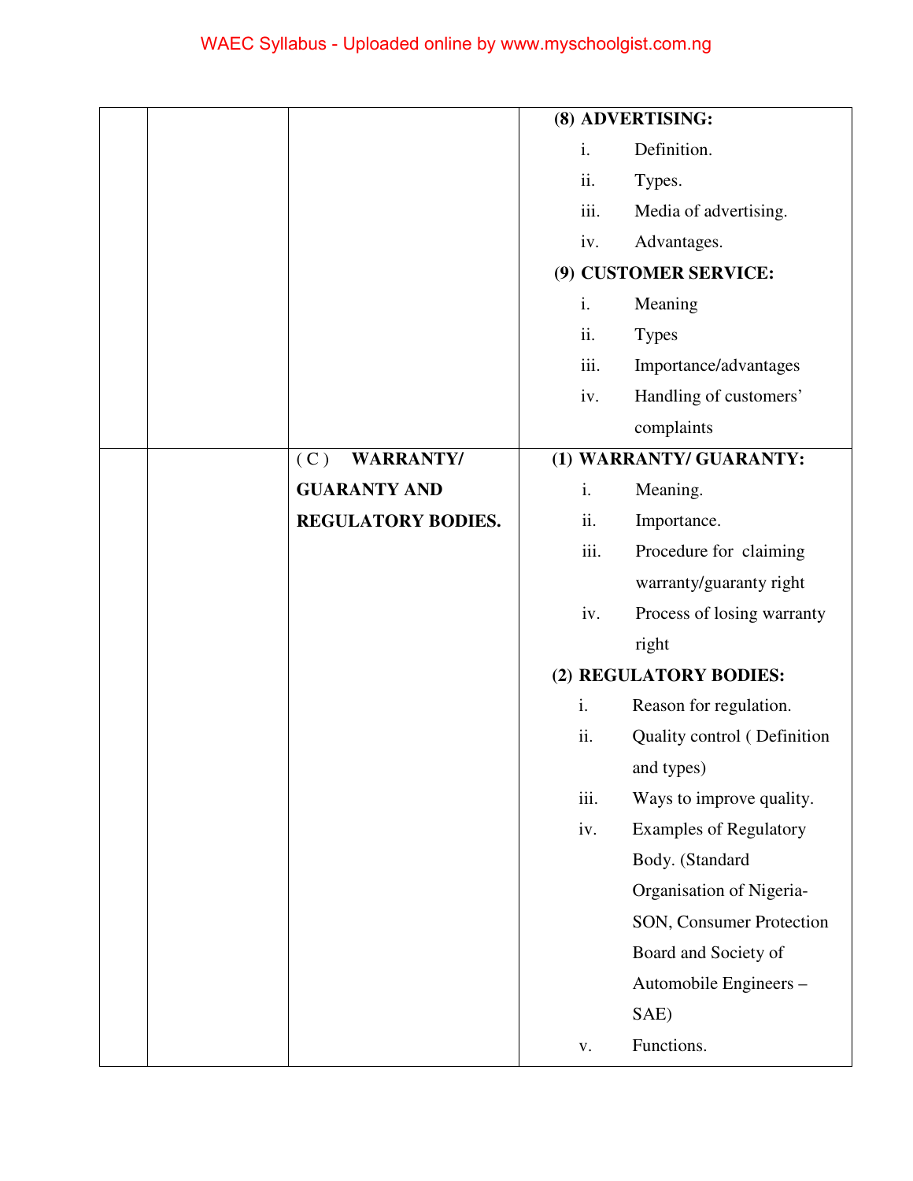| | | | |
|---|---|---|---|
| | | | **(8) ADVERTISING:**<br>i. Definition.<br>ii. Types.<br>iii. Media of advertising.<br>iv. Advantages.<br>**(9) CUSTOMER SERVICE:**<br>i. Meaning<br>ii. Types<br>iii. Importance/advantages<br>iv. Handling of customers' complaints |
| | | ( C ) **WARRANTY/ GUARANTY AND REGULATORY BODIES.** | **(1) WARRANTY/ GUARANTY:**<br>i. Meaning.<br>ii. Importance.<br>iii. Procedure for claiming warranty/guaranty right<br>iv. Process of losing warranty right<br>**(2) REGULATORY BODIES:**<br>i. Reason for regulation.<br>ii. Quality control ( Definition and types)<br>iii. Ways to improve quality.<br>iv. Examples of Regulatory Body. (Standard Organisation of Nigeria-SON, Consumer Protection Board and Society of Automobile Engineers – SAE)<br>v. Functions. |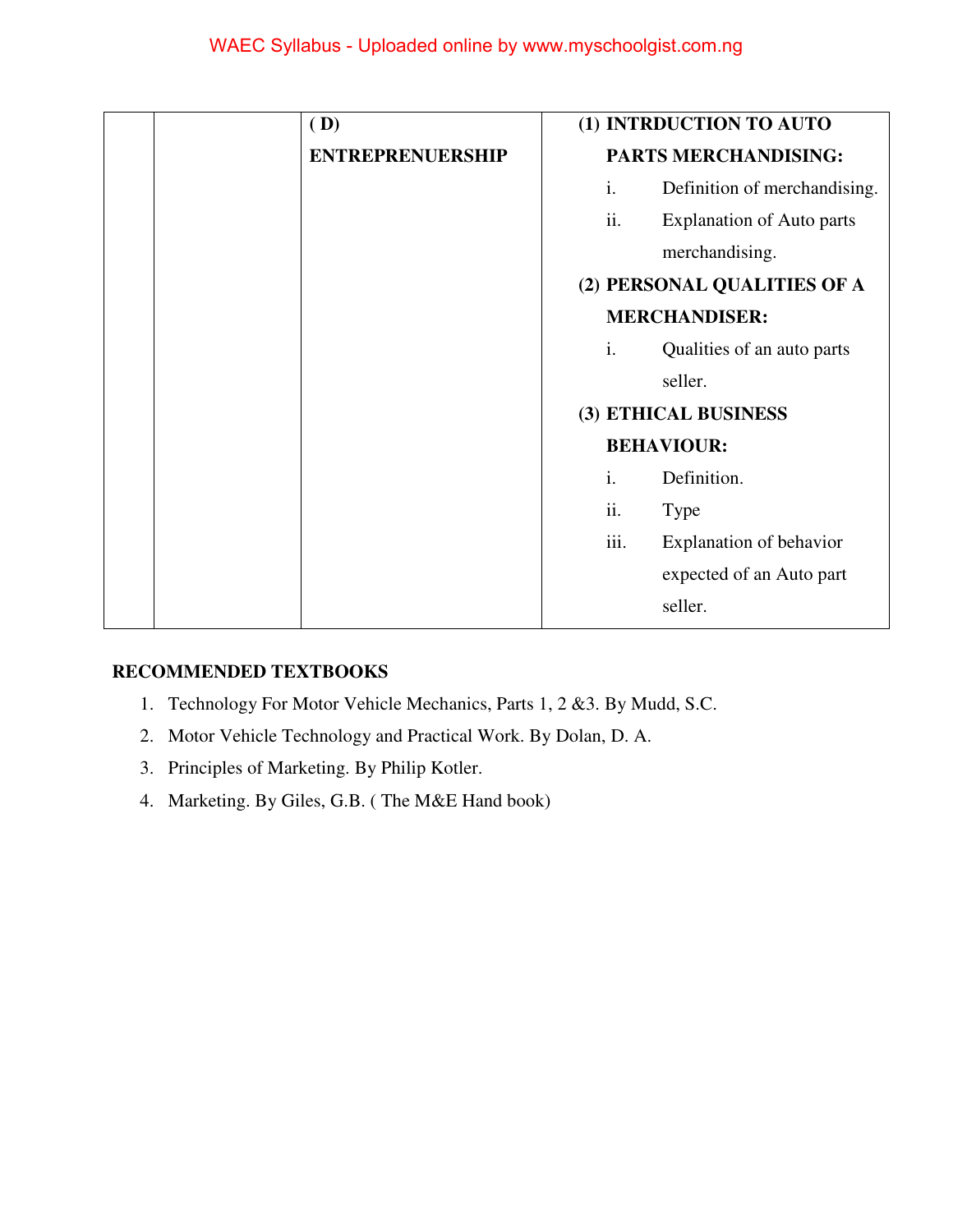| | | | |
|---|---|---|---|
| | | **( D)** **ENTREPRENUERSHIP** | **(1) INTRDUCTION TO AUTO PARTS MERCHANDISING:** <br> i. Definition of merchandising. <br> ii. Explanation of Auto parts merchandising. <br> **(2) PERSONAL QUALITIES OF A MERCHANDISER:** <br> i. Qualities of an auto parts seller. <br> **(3) ETHICAL BUSINESS BEHAVIOUR:** <br> i. Definition. <br> ii. Type <br> iii. Explanation of behavior expected of an Auto part seller. |

**RECOMMENDED TEXTBOOKS**

1. Technology For Motor Vehicle Mechanics, Parts 1, 2 &3. By Mudd, S.C.
2. Motor Vehicle Technology and Practical Work. By Dolan, D. A.
3. Principles of Marketing. By Philip Kotler.
4. Marketing. By Giles, G.B. ( The M&E Hand book)